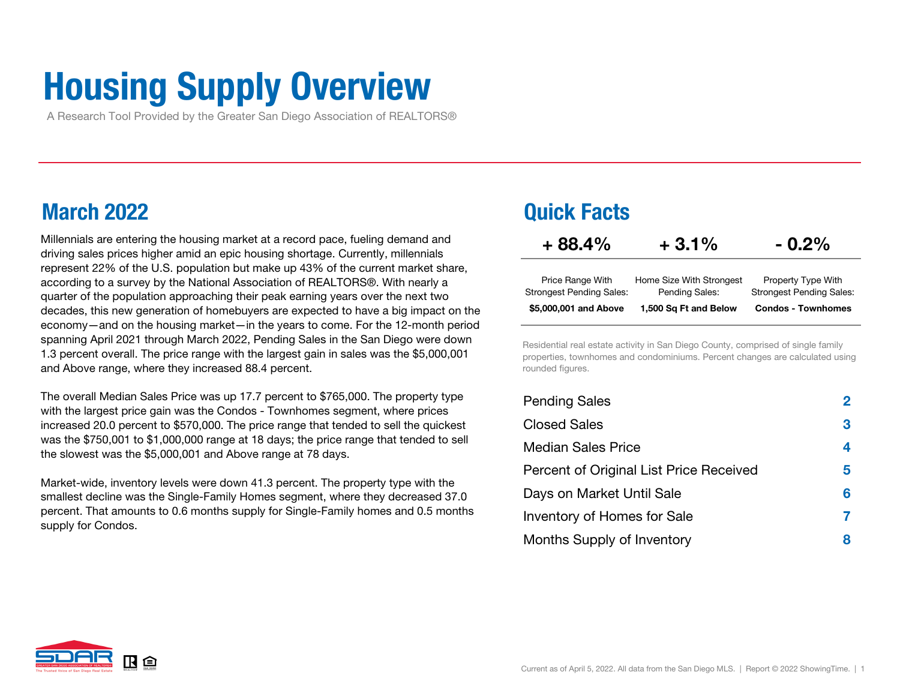# Housing Supply Overview

A Research Tool Provided by the Greater San Diego Association of REALTORS®

## March 2022

Millennials are entering the housing market at a record pace, fueling demand and driving sales prices higher amid an epic housing shortage. Currently, millennials represent 22% of the U.S. population but make up 43% of the current market share, according to a survey by the National Association of REALTORS®. With nearly a quarter of the population approaching their peak earning years over the next two decades, this new generation of homebuyers are expected to have a big impact on the economy—and on the housing market—in the years to come. For the 12-month period spanning April 2021 through March 2022, Pending Sales in the San Diego were down 1.3 percent overall. The price range with the largest gain in sales was the $5,000,001 and Above range, where they increased 88.4 percent.

The overall Median Sales Price was up 17.7 percent to $765,000. The property type with the largest price gain was the Condos - Townhomes segment, where prices increased 20.0 percent to $570,000. The price range that tended to sell the quickest was the $750,001 to $1,000,000 range at 18 days; the price range that tended to sell the slowest was the $5,000,001 and Above range at 78 days.

Market-wide, inventory levels were down 41.3 percent. The property type with the smallest decline was the Single-Family Homes segment, where they decreased 37.0 percent. That amounts to 0.6 months supply for Single-Family homes and 0.5 months supply for Condos.

## Quick Facts

| + 88.4% | + 3.1% | - 0.2% |
|---|---|---|
| Price Range With Strongest Pending Sales: | Home Size With Strongest Pending Sales: | Property Type With Strongest Pending Sales: |
| **$5,000,001 and Above** | **1,500 Sq Ft and Below** | **Condos - Townhomes** |

Residential real estate activity in San Diego County, comprised of single family properties, townhomes and condominiums. Percent changes are calculated using rounded figures.

| | |
|---|---|
| Pending Sales | 2 |
| Closed Sales | 3 |
| Median Sales Price | 4 |
| Percent of Original List Price Received | 5 |
| Days on Market Until Sale | 6 |
| Inventory of Homes for Sale | 7 |
| Months Supply of Inventory | 8 |

Current as of April 5, 2022. All data from the San Diego MLS. | Report © 2022 ShowingTime.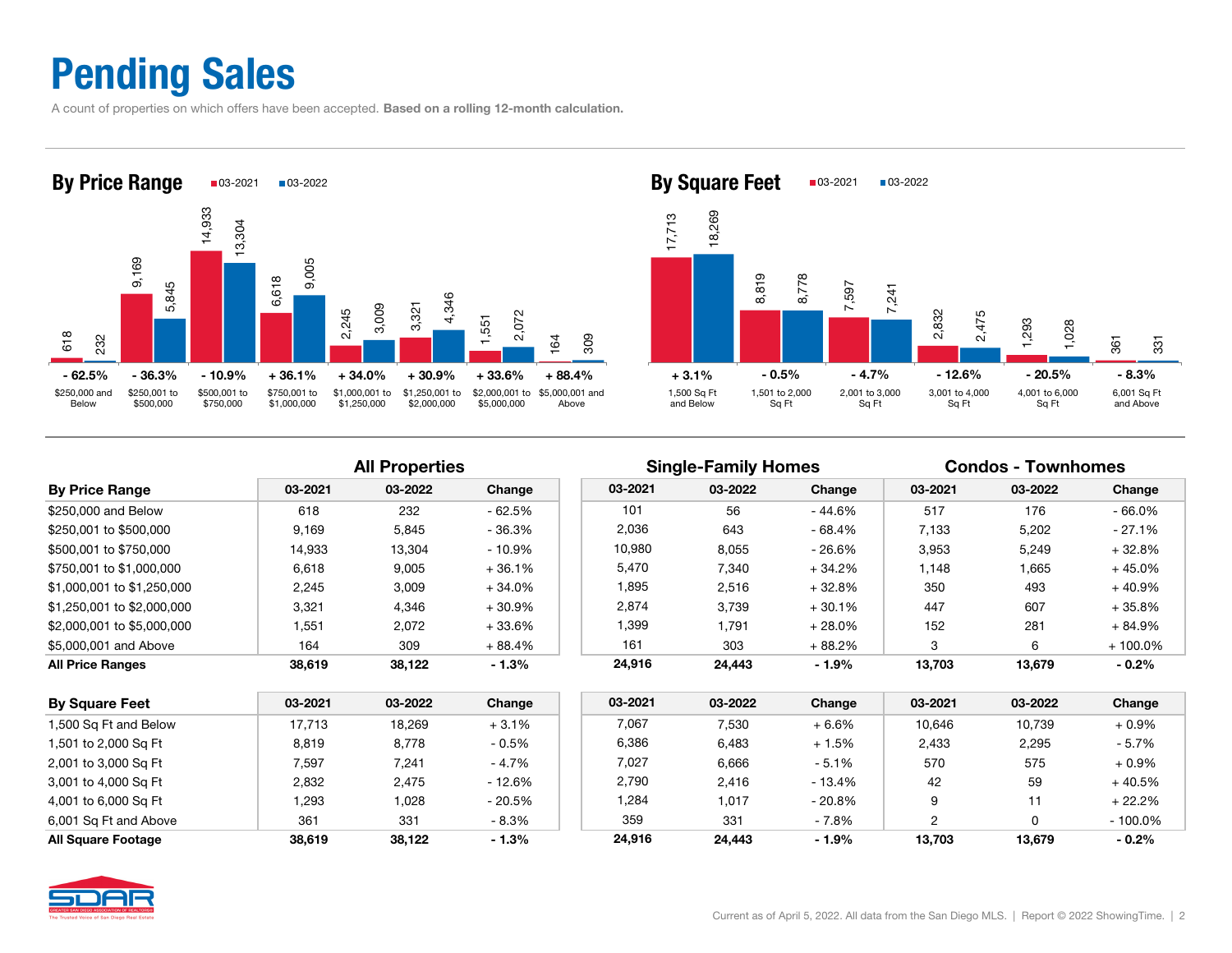# Pending Sales

A count of properties on which offers have been accepted. **Based on a rolling 12-month calculation.**

## By Price Range

| Price Range | 03-2021 | 03-2022 | Change |
|---|---|---|---|
| $250,000 and Below | 618 | 232 | - 62.5% |
| $250,001 to $500,000 | 9,169 | 5,845 | - 36.3% |
| $500,001 to $750,000 | 14,933 | 13,304 | - 10.9% |
| $750,001 to $1,000,000 | 6,618 | 9,005 | + 36.1% |
| $1,000,001 to $1,250,000 | 2,245 | 3,009 | + 34.0% |
| $1,250,001 to $2,000,000 | 3,321 | 4,346 | + 30.9% |
| $2,000,001 to $5,000,000 | 1,551 | 2,072 | + 33.6% |
| $5,000,001 and Above | 164 | 309 | + 88.4% |

## By Square Feet

| Square Feet | 03-2021 | 03-2022 | Change |
|---|---|---|---|
| 1,500 Sq Ft and Below | 17,713 | 18,269 | + 3.1% |
| 1,501 to 2,000 Sq Ft | 8,819 | 8,778 | - 0.5% |
| 2,001 to 3,000 Sq Ft | 7,597 | 7,241 | - 4.7% |
| 3,001 to 4,000 Sq Ft | 2,832 | 2,475 | - 12.6% |
| 4,001 to 6,000 Sq Ft | 1,293 | 1,028 | - 20.5% |
| 6,001 Sq Ft and Above | 361 | 331 | - 8.3% |

| | All Properties | | | Single-Family Homes | | | Condos - Townhomes | | |
|---|---|---|---|---|---|---|---|---|---|
| **By Price Range** | 03-2021 | 03-2022 | Change | 03-2021 | 03-2022 | Change | 03-2021 | 03-2022 | Change |
| $250,000 and Below | 618 | 232 | - 62.5% | 101 | 56 | - 44.6% | 517 | 176 | - 66.0% |
| $250,001 to $500,000 | 9,169 | 5,845 | - 36.3% | 2,036 | 643 | - 68.4% | 7,133 | 5,202 | - 27.1% |
| $500,001 to $750,000 | 14,933 | 13,304 | - 10.9% | 10,980 | 8,055 | - 26.6% | 3,953 | 5,249 | + 32.8% |
| $750,001 to $1,000,000 | 6,618 | 9,005 | + 36.1% | 5,470 | 7,340 | + 34.2% | 1,148 | 1,665 | + 45.0% |
| $1,000,001 to $1,250,000 | 2,245 | 3,009 | + 34.0% | 1,895 | 2,516 | + 32.8% | 350 | 493 | + 40.9% |
| $1,250,001 to $2,000,000 | 3,321 | 4,346 | + 30.9% | 2,874 | 3,739 | + 30.1% | 447 | 607 | + 35.8% |
| $2,000,001 to $5,000,000 | 1,551 | 2,072 | + 33.6% | 1,399 | 1,791 | + 28.0% | 152 | 281 | + 84.9% |
| $5,000,001 and Above | 164 | 309 | + 88.4% | 161 | 303 | + 88.2% | 3 | 6 | + 100.0% |
| **All Price Ranges** | **38,619** | **38,122** | **- 1.3%** | **24,916** | **24,443** | **- 1.9%** | **13,703** | **13,679** | **- 0.2%** |

| **By Square Feet** | 03-2021 | 03-2022 | Change | 03-2021 | 03-2022 | Change | 03-2021 | 03-2022 | Change |
|---|---|---|---|---|---|---|---|---|---|
| 1,500 Sq Ft and Below | 17,713 | 18,269 | + 3.1% | 7,067 | 7,530 | + 6.6% | 10,646 | 10,739 | + 0.9% |
| 1,501 to 2,000 Sq Ft | 8,819 | 8,778 | - 0.5% | 6,386 | 6,483 | + 1.5% | 2,433 | 2,295 | - 5.7% |
| 2,001 to 3,000 Sq Ft | 7,597 | 7,241 | - 4.7% | 7,027 | 6,666 | - 5.1% | 570 | 575 | + 0.9% |
| 3,001 to 4,000 Sq Ft | 2,832 | 2,475 | - 12.6% | 2,790 | 2,416 | - 13.4% | 42 | 59 | + 40.5% |
| 4,001 to 6,000 Sq Ft | 1,293 | 1,028 | - 20.5% | 1,284 | 1,017 | - 20.8% | 9 | 11 | + 22.2% |
| 6,001 Sq Ft and Above | 361 | 331 | - 8.3% | 359 | 331 | - 7.8% | 2 | 0 | - 100.0% |
| **All Square Footage** | **38,619** | **38,122** | **- 1.3%** | **24,916** | **24,443** | **- 1.9%** | **13,703** | **13,679** | **- 0.2%** |

Current as of April 5, 2022. All data from the San Diego MLS. | Report © 2022 ShowingTime.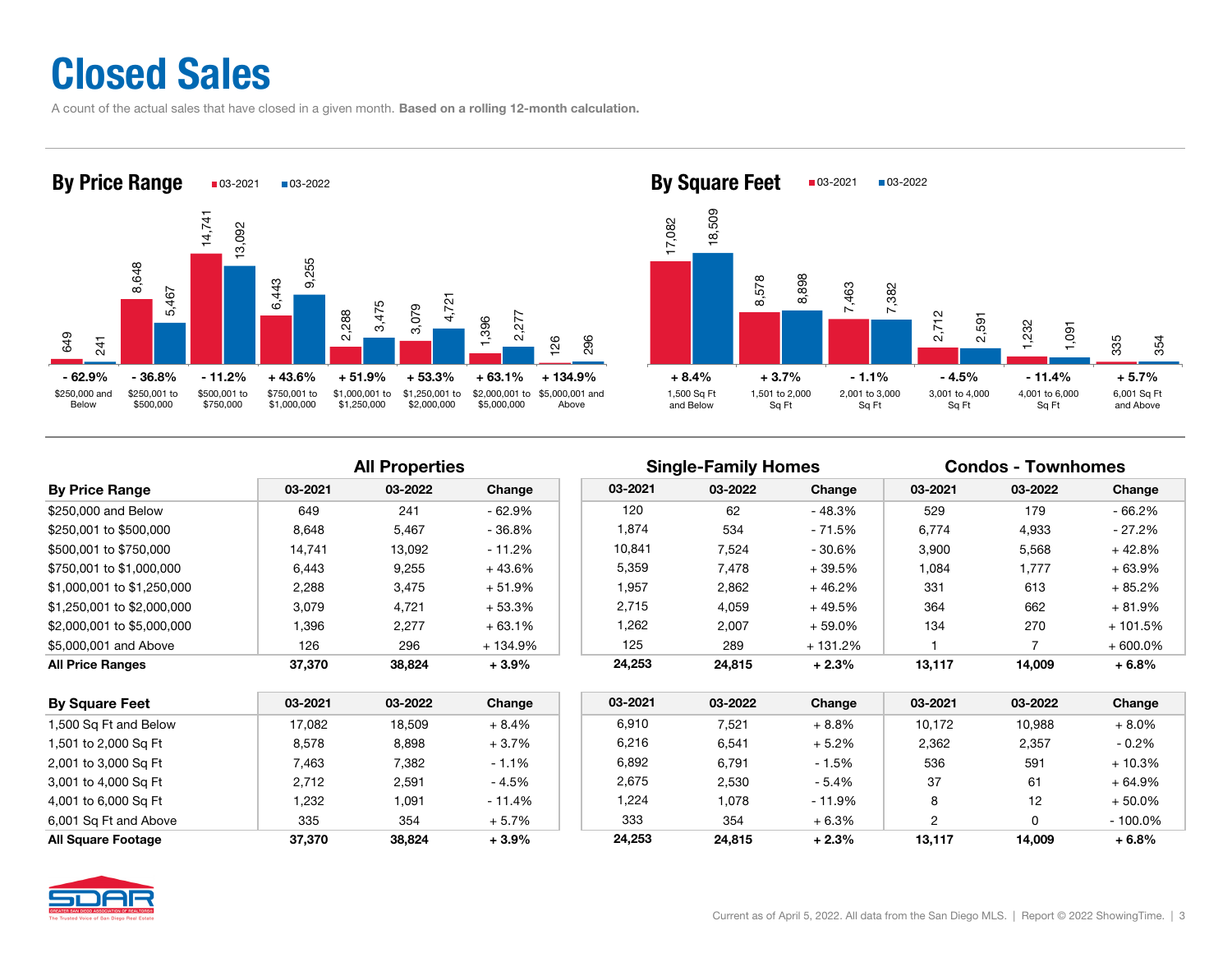# Closed Sales

A count of the actual sales that have closed in a given month. **Based on a rolling 12-month calculation.**

## By Price Range

| | 03-2021 | 03-2022 | Change |
|---|---|---|---|
| $250,000 and Below | 649 | 241 | - 62.9% |
| $250,001 to $500,000 | 8,648 | 5,467 | - 36.8% |
| $500,001 to $750,000 | 14,741 | 13,092 | - 11.2% |
| $750,001 to $1,000,000 | 6,443 | 9,255 | + 43.6% |
| $1,000,001 to $1,250,000 | 2,288 | 3,475 | + 51.9% |
| $1,250,001 to $2,000,000 | 3,079 | 4,721 | + 53.3% |
| $2,000,001 to $5,000,000 | 1,396 | 2,277 | + 63.1% |
| $5,000,001 and Above | 126 | 296 | + 134.9% |

## By Square Feet

| | 03-2021 | 03-2022 | Change |
|---|---|---|---|
| 1,500 Sq Ft and Below | 17,082 | 18,509 | + 8.4% |
| 1,501 to 2,000 Sq Ft | 8,578 | 8,898 | + 3.7% |
| 2,001 to 3,000 Sq Ft | 7,463 | 7,382 | - 1.1% |
| 3,001 to 4,000 Sq Ft | 2,712 | 2,591 | - 4.5% |
| 4,001 to 6,000 Sq Ft | 1,232 | 1,091 | - 11.4% |
| 6,001 Sq Ft and Above | 335 | 354 | + 5.7% |

| | All Properties | | | Single-Family Homes | | | Condos - Townhomes | | |
|---|---|---|---|---|---|---|---|---|---|
| **By Price Range** | 03-2021 | 03-2022 | Change | 03-2021 | 03-2022 | Change | 03-2021 | 03-2022 | Change |
| $250,000 and Below | 649 | 241 | - 62.9% | 120 | 62 | - 48.3% | 529 | 179 | - 66.2% |
| $250,001 to $500,000 | 8,648 | 5,467 | - 36.8% | 1,874 | 534 | - 71.5% | 6,774 | 4,933 | - 27.2% |
| $500,001 to $750,000 | 14,741 | 13,092 | - 11.2% | 10,841 | 7,524 | - 30.6% | 3,900 | 5,568 | + 42.8% |
| $750,001 to $1,000,000 | 6,443 | 9,255 | + 43.6% | 5,359 | 7,478 | + 39.5% | 1,084 | 1,777 | + 63.9% |
| $1,000,001 to $1,250,000 | 2,288 | 3,475 | + 51.9% | 1,957 | 2,862 | + 46.2% | 331 | 613 | + 85.2% |
| $1,250,001 to $2,000,000 | 3,079 | 4,721 | + 53.3% | 2,715 | 4,059 | + 49.5% | 364 | 662 | + 81.9% |
| $2,000,001 to $5,000,000 | 1,396 | 2,277 | + 63.1% | 1,262 | 2,007 | + 59.0% | 134 | 270 | + 101.5% |
| $5,000,001 and Above | 126 | 296 | + 134.9% | 125 | 289 | + 131.2% | 1 | 7 | + 600.0% |
| **All Price Ranges** | **37,370** | **38,824** | **+ 3.9%** | **24,253** | **24,815** | **+ 2.3%** | **13,117** | **14,009** | **+ 6.8%** |

| | All Properties | | | Single-Family Homes | | | Condos - Townhomes | | |
|---|---|---|---|---|---|---|---|---|---|
| **By Square Feet** | 03-2021 | 03-2022 | Change | 03-2021 | 03-2022 | Change | 03-2021 | 03-2022 | Change |
| 1,500 Sq Ft and Below | 17,082 | 18,509 | + 8.4% | 6,910 | 7,521 | + 8.8% | 10,172 | 10,988 | + 8.0% |
| 1,501 to 2,000 Sq Ft | 8,578 | 8,898 | + 3.7% | 6,216 | 6,541 | + 5.2% | 2,362 | 2,357 | - 0.2% |
| 2,001 to 3,000 Sq Ft | 7,463 | 7,382 | - 1.1% | 6,892 | 6,791 | - 1.5% | 536 | 591 | + 10.3% |
| 3,001 to 4,000 Sq Ft | 2,712 | 2,591 | - 4.5% | 2,675 | 2,530 | - 5.4% | 37 | 61 | + 64.9% |
| 4,001 to 6,000 Sq Ft | 1,232 | 1,091 | - 11.4% | 1,224 | 1,078 | - 11.9% | 8 | 12 | + 50.0% |
| 6,001 Sq Ft and Above | 335 | 354 | + 5.7% | 333 | 354 | + 6.3% | 2 | 0 | - 100.0% |
| **All Square Footage** | **37,370** | **38,824** | **+ 3.9%** | **24,253** | **24,815** | **+ 2.3%** | **13,117** | **14,009** | **+ 6.8%** |

Current as of April 5, 2022. All data from the San Diego MLS. | Report © 2022 ShowingTime.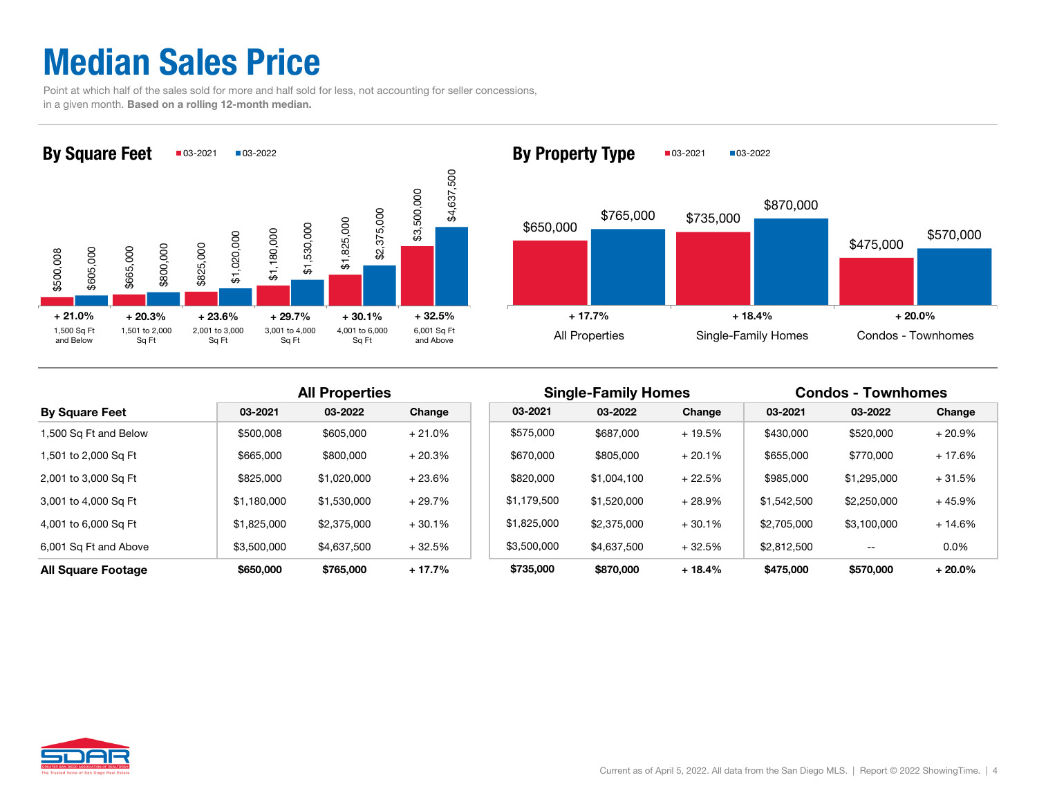# Median Sales Price

Point at which half of the sales sold for more and half sold for less, not accounting for seller concessions, in a given month. **Based on a rolling 12-month median.**

## By Square Feet

| | 03-2021 | 03-2022 | Change |
|---|---|---|---|
| 1,500 Sq Ft and Below | $500,008 | $605,000 | + 21.0% |
| 1,501 to 2,000 Sq Ft | $665,000 | $800,000 | + 20.3% |
| 2,001 to 3,000 Sq Ft | $825,000 | $1,020,000 | + 23.6% |
| 3,001 to 4,000 Sq Ft | $1,180,000 | $1,530,000 | + 29.7% |
| 4,001 to 6,000 Sq Ft | $1,825,000 | $2,375,000 | + 30.1% |
| 6,001 Sq Ft and Above | $3,500,000 | $4,637,500 | + 32.5% |

## By Property Type

| | 03-2021 | 03-2022 | Change |
|---|---|---|---|
| All Properties | $650,000 | $765,000 | + 17.7% |
| Single-Family Homes | $735,000 | $870,000 | + 18.4% |
| Condos - Townhomes | $475,000 | $570,000 | + 20.0% |

| | All Properties | | | Single-Family Homes | | | Condos - Townhomes | | |
|---|---|---|---|---|---|---|---|---|---|
| **By Square Feet** | **03-2021** | **03-2022** | **Change** | **03-2021** | **03-2022** | **Change** | **03-2021** | **03-2022** | **Change** |
| 1,500 Sq Ft and Below | $500,008 | $605,000 | + 21.0% | $575,000 | $687,000 | + 19.5% | $430,000 | $520,000 | + 20.9% |
| 1,501 to 2,000 Sq Ft | $665,000 | $800,000 | + 20.3% | $670,000 | $805,000 | + 20.1% | $655,000 | $770,000 | + 17.6% |
| 2,001 to 3,000 Sq Ft | $825,000 | $1,020,000 | + 23.6% | $820,000 | $1,004,100 | + 22.5% | $985,000 | $1,295,000 | + 31.5% |
| 3,001 to 4,000 Sq Ft | $1,180,000 | $1,530,000 | + 29.7% | $1,179,500 | $1,520,000 | + 28.9% | $1,542,500 | $2,250,000 | + 45.9% |
| 4,001 to 6,000 Sq Ft | $1,825,000 | $2,375,000 | + 30.1% | $1,825,000 | $2,375,000 | + 30.1% | $2,705,000 | $3,100,000 | + 14.6% |
| 6,001 Sq Ft and Above | $3,500,000 | $4,637,500 | + 32.5% | $3,500,000 | $4,637,500 | + 32.5% | $2,812,500 | -- | 0.0% |
| **All Square Footage** | **$650,000** | **$765,000** | **+ 17.7%** | **$735,000** | **$870,000** | **+ 18.4%** | **$475,000** | **$570,000** | **+ 20.0%** |

Current as of April 5, 2022. All data from the San Diego MLS. | Report © 2022 ShowingTime.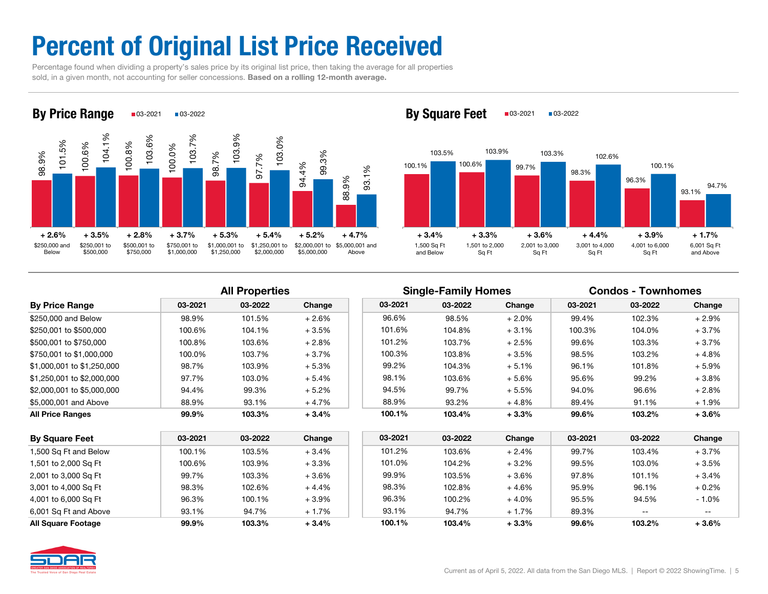# Percent of Original List Price Received

Percentage found when dividing a property's sales price by its original list price, then taking the average for all properties sold, in a given month, not accounting for seller concessions. **Based on a rolling 12-month average.**

## By Price Range

| Price Range | 03-2021 | 03-2022 | Change |
|---|---|---|---|
| $250,000 and Below | 98.9% | 101.5% | + 2.6% |
| $250,001 to $500,000 | 100.6% | 104.1% | + 3.5% |
| $500,001 to $750,000 | 100.8% | 103.6% | + 2.8% |
| $750,001 to $1,000,000 | 100.0% | 103.7% | + 3.7% |
| $1,000,001 to $1,250,000 | 98.7% | 103.9% | + 5.3% |
| $1,250,001 to $2,000,000 | 97.7% | 103.0% | + 5.4% |
| $2,000,001 to $5,000,000 | 94.4% | 99.3% | + 5.2% |
| $5,000,001 and Above | 88.9% | 93.1% | + 4.7% |

## By Square Feet

| Square Feet | 03-2021 | 03-2022 | Change |
|---|---|---|---|
| 1,500 Sq Ft and Below | 100.1% | 103.5% | + 3.4% |
| 1,501 to 2,000 Sq Ft | 100.6% | 103.9% | + 3.3% |
| 2,001 to 3,000 Sq Ft | 99.7% | 103.3% | + 3.6% |
| 3,001 to 4,000 Sq Ft | 98.3% | 102.6% | + 4.4% |
| 4,001 to 6,000 Sq Ft | 96.3% | 100.1% | + 3.9% |
| 6,001 Sq Ft and Above | 93.1% | 94.7% | + 1.7% |

| | All Properties | | | Single-Family Homes | | | Condos - Townhomes | | |
|---|---|---|---|---|---|---|---|---|---|
| **By Price Range** | **03-2021** | **03-2022** | **Change** | **03-2021** | **03-2022** | **Change** | **03-2021** | **03-2022** | **Change** |
| $250,000 and Below | 98.9% | 101.5% | + 2.6% | 96.6% | 98.5% | + 2.0% | 99.4% | 102.3% | + 2.9% |
| $250,001 to $500,000 | 100.6% | 104.1% | + 3.5% | 101.6% | 104.8% | + 3.1% | 100.3% | 104.0% | + 3.7% |
| $500,001 to $750,000 | 100.8% | 103.6% | + 2.8% | 101.2% | 103.7% | + 2.5% | 99.6% | 103.3% | + 3.7% |
| $750,001 to $1,000,000 | 100.0% | 103.7% | + 3.7% | 100.3% | 103.8% | + 3.5% | 98.5% | 103.2% | + 4.8% |
| $1,000,001 to $1,250,000 | 98.7% | 103.9% | + 5.3% | 99.2% | 104.3% | + 5.1% | 96.1% | 101.8% | + 5.9% |
| $1,250,001 to $2,000,000 | 97.7% | 103.0% | + 5.4% | 98.1% | 103.6% | + 5.6% | 95.6% | 99.2% | + 3.8% |
| $2,000,001 to $5,000,000 | 94.4% | 99.3% | + 5.2% | 94.5% | 99.7% | + 5.5% | 94.0% | 96.6% | + 2.8% |
| $5,000,001 and Above | 88.9% | 93.1% | + 4.7% | 88.9% | 93.2% | + 4.8% | 89.4% | 91.1% | + 1.9% |
| **All Price Ranges** | **99.9%** | **103.3%** | **+ 3.4%** | **100.1%** | **103.4%** | **+ 3.3%** | **99.6%** | **103.2%** | **+ 3.6%** |

| | All Properties | | | Single-Family Homes | | | Condos - Townhomes | | |
|---|---|---|---|---|---|---|---|---|---|
| **By Square Feet** | **03-2021** | **03-2022** | **Change** | **03-2021** | **03-2022** | **Change** | **03-2021** | **03-2022** | **Change** |
| 1,500 Sq Ft and Below | 100.1% | 103.5% | + 3.4% | 101.2% | 103.6% | + 2.4% | 99.7% | 103.4% | + 3.7% |
| 1,501 to 2,000 Sq Ft | 100.6% | 103.9% | + 3.3% | 101.0% | 104.2% | + 3.2% | 99.5% | 103.0% | + 3.5% |
| 2,001 to 3,000 Sq Ft | 99.7% | 103.3% | + 3.6% | 99.9% | 103.5% | + 3.6% | 97.8% | 101.1% | + 3.4% |
| 3,001 to 4,000 Sq Ft | 98.3% | 102.6% | + 4.4% | 98.3% | 102.8% | + 4.6% | 95.9% | 96.1% | + 0.2% |
| 4,001 to 6,000 Sq Ft | 96.3% | 100.1% | + 3.9% | 96.3% | 100.2% | + 4.0% | 95.5% | 94.5% | - 1.0% |
| 6,001 Sq Ft and Above | 93.1% | 94.7% | + 1.7% | 93.1% | 94.7% | + 1.7% | 89.3% | -- | -- |
| **All Square Footage** | **99.9%** | **103.3%** | **+ 3.4%** | **100.1%** | **103.4%** | **+ 3.3%** | **99.6%** | **103.2%** | **+ 3.6%** |

Current as of April 5, 2022. All data from the San Diego MLS. | Report © 2022 ShowingTime.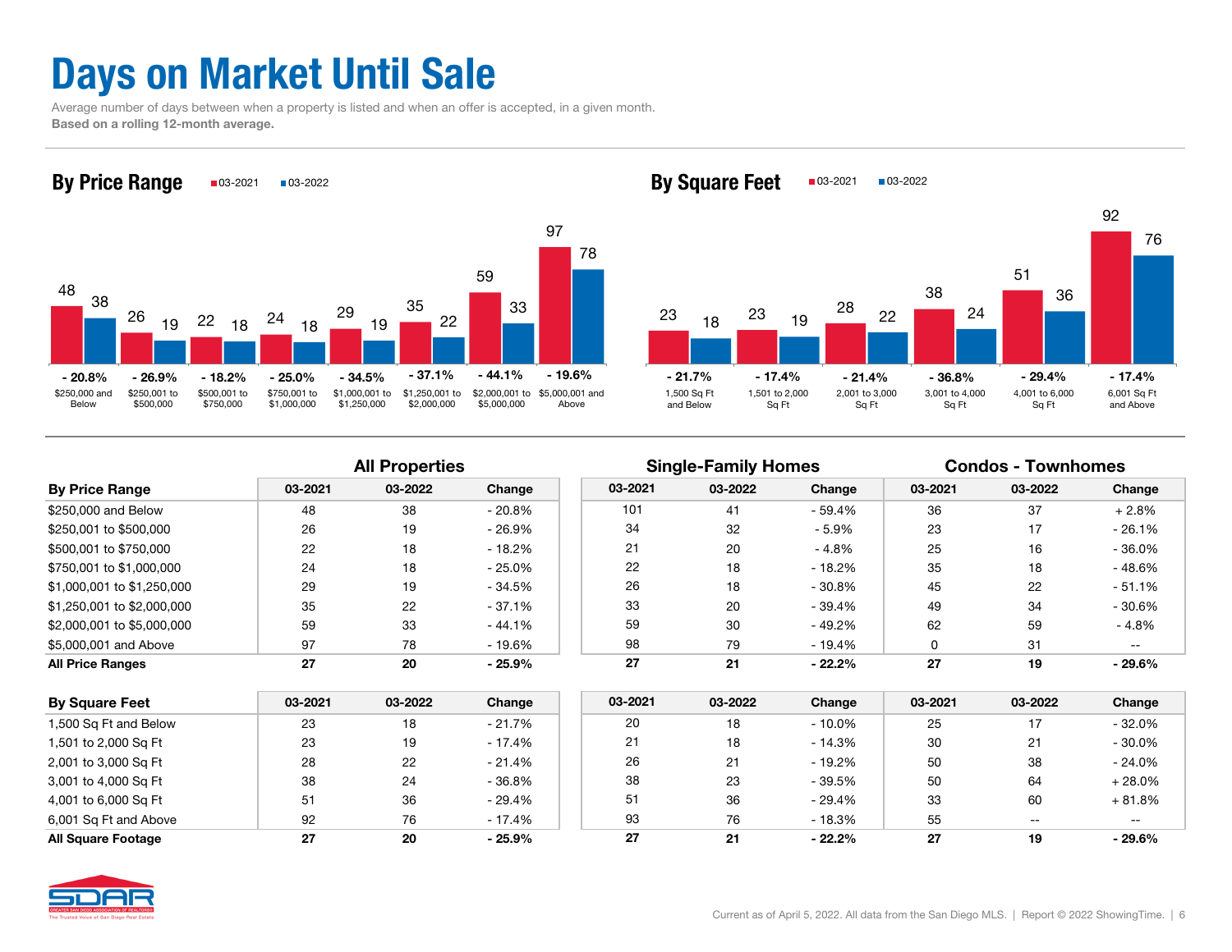# Days on Market Until Sale

Average number of days between when a property is listed and when an offer is accepted, in a given month.
**Based on a rolling 12-month average.**

## By Price Range

| Price Range | 03-2021 | 03-2022 | Change |
|---|---|---|---|
| $250,000 and Below | 48 | 38 | - 20.8% |
| $250,001 to $500,000 | 26 | 19 | - 26.9% |
| $500,001 to $750,000 | 22 | 18 | - 18.2% |
| $750,001 to $1,000,000 | 24 | 18 | - 25.0% |
| $1,000,001 to $1,250,000 | 29 | 19 | - 34.5% |
| $1,250,001 to $2,000,000 | 35 | 22 | - 37.1% |
| $2,000,001 to $5,000,000 | 59 | 33 | - 44.1% |
| $5,000,001 and Above | 97 | 78 | - 19.6% |

## By Square Feet

| Square Feet | 03-2021 | 03-2022 | Change |
|---|---|---|---|
| 1,500 Sq Ft and Below | 23 | 18 | - 21.7% |
| 1,501 to 2,000 Sq Ft | 23 | 19 | - 17.4% |
| 2,001 to 3,000 Sq Ft | 28 | 22 | - 21.4% |
| 3,001 to 4,000 Sq Ft | 38 | 24 | - 36.8% |
| 4,001 to 6,000 Sq Ft | 51 | 36 | - 29.4% |
| 6,001 Sq Ft and Above | 92 | 76 | - 17.4% |

| | All Properties | | | Single-Family Homes | | | Condos - Townhomes | | |
|---|---|---|---|---|---|---|---|---|---|
| **By Price Range** | **03-2021** | **03-2022** | **Change** | **03-2021** | **03-2022** | **Change** | **03-2021** | **03-2022** | **Change** |
| $250,000 and Below | 48 | 38 | - 20.8% | 101 | 41 | - 59.4% | 36 | 37 | + 2.8% |
| $250,001 to $500,000 | 26 | 19 | - 26.9% | 34 | 32 | - 5.9% | 23 | 17 | - 26.1% |
| $500,001 to $750,000 | 22 | 18 | - 18.2% | 21 | 20 | - 4.8% | 25 | 16 | - 36.0% |
| $750,001 to $1,000,000 | 24 | 18 | - 25.0% | 22 | 18 | - 18.2% | 35 | 18 | - 48.6% |
| $1,000,001 to $1,250,000 | 29 | 19 | - 34.5% | 26 | 18 | - 30.8% | 45 | 22 | - 51.1% |
| $1,250,001 to $2,000,000 | 35 | 22 | - 37.1% | 33 | 20 | - 39.4% | 49 | 34 | - 30.6% |
| $2,000,001 to $5,000,000 | 59 | 33 | - 44.1% | 59 | 30 | - 49.2% | 62 | 59 | - 4.8% |
| $5,000,001 and Above | 97 | 78 | - 19.6% | 98 | 79 | - 19.4% | 0 | 31 | -- |
| **All Price Ranges** | **27** | **20** | **- 25.9%** | **27** | **21** | **- 22.2%** | **27** | **19** | **- 29.6%** |

| By Square Feet | 03-2021 | 03-2022 | Change | 03-2021 | 03-2022 | Change | 03-2021 | 03-2022 | Change |
|---|---|---|---|---|---|---|---|---|---|
| 1,500 Sq Ft and Below | 23 | 18 | - 21.7% | 20 | 18 | - 10.0% | 25 | 17 | - 32.0% |
| 1,501 to 2,000 Sq Ft | 23 | 19 | - 17.4% | 21 | 18 | - 14.3% | 30 | 21 | - 30.0% |
| 2,001 to 3,000 Sq Ft | 28 | 22 | - 21.4% | 26 | 21 | - 19.2% | 50 | 38 | - 24.0% |
| 3,001 to 4,000 Sq Ft | 38 | 24 | - 36.8% | 38 | 23 | - 39.5% | 50 | 64 | + 28.0% |
| 4,001 to 6,000 Sq Ft | 51 | 36 | - 29.4% | 51 | 36 | - 29.4% | 33 | 60 | + 81.8% |
| 6,001 Sq Ft and Above | 92 | 76 | - 17.4% | 93 | 76 | - 18.3% | 55 | -- | -- |
| **All Square Footage** | **27** | **20** | **- 25.9%** | **27** | **21** | **- 22.2%** | **27** | **19** | **- 29.6%** |

Current as of April 5, 2022. All data from the San Diego MLS. | Report © 2022 ShowingTime.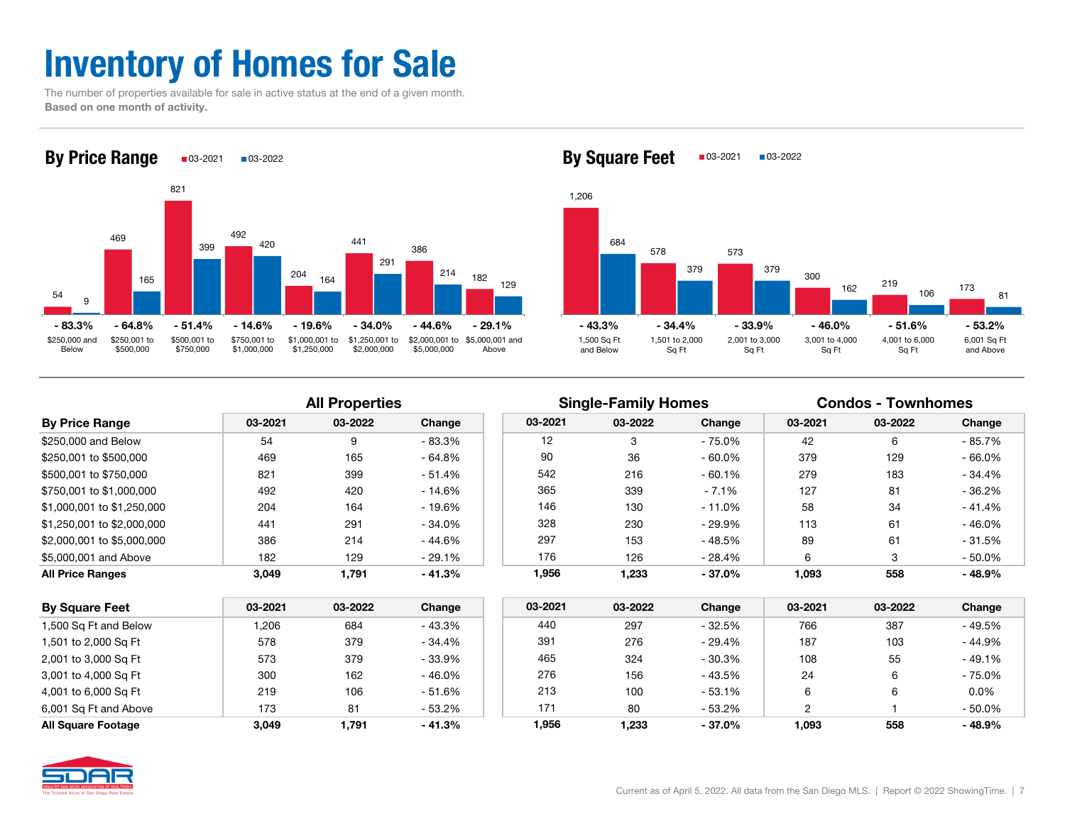# Inventory of Homes for Sale

The number of properties available for sale in active status at the end of a given month.
**Based on one month of activity.**

## By Price Range

| Price Range | 03-2021 | 03-2022 | Change |
|---|---|---|---|
| $250,000 and Below | 54 | 9 | - 83.3% |
| $250,001 to $500,000 | 469 | 165 | - 64.8% |
| $500,001 to $750,000 | 821 | 399 | - 51.4% |
| $750,001 to $1,000,000 | 492 | 420 | - 14.6% |
| $1,000,001 to $1,250,000 | 204 | 164 | - 19.6% |
| $1,250,001 to $2,000,000 | 441 | 291 | - 34.0% |
| $2,000,001 to $5,000,000 | 386 | 214 | - 44.6% |
| $5,000,001 and Above | 182 | 129 | - 29.1% |

## By Square Feet

| Square Feet | 03-2021 | 03-2022 | Change |
|---|---|---|---|
| 1,500 Sq Ft and Below | 1,206 | 684 | - 43.3% |
| 1,501 to 2,000 Sq Ft | 578 | 379 | - 34.4% |
| 2,001 to 3,000 Sq Ft | 573 | 379 | - 33.9% |
| 3,001 to 4,000 Sq Ft | 300 | 162 | - 46.0% |
| 4,001 to 6,000 Sq Ft | 219 | 106 | - 51.6% |
| 6,001 Sq Ft and Above | 173 | 81 | - 53.2% |

| | All Properties | | | Single-Family Homes | | | Condos - Townhomes | | |
|---|---|---|---|---|---|---|---|---|---|
| **By Price Range** | 03-2021 | 03-2022 | Change | 03-2021 | 03-2022 | Change | 03-2021 | 03-2022 | Change |
| $250,000 and Below | 54 | 9 | - 83.3% | 12 | 3 | - 75.0% | 42 | 6 | - 85.7% |
| $250,001 to $500,000 | 469 | 165 | - 64.8% | 90 | 36 | - 60.0% | 379 | 129 | - 66.0% |
| $500,001 to $750,000 | 821 | 399 | - 51.4% | 542 | 216 | - 60.1% | 279 | 183 | - 34.4% |
| $750,001 to $1,000,000 | 492 | 420 | - 14.6% | 365 | 339 | - 7.1% | 127 | 81 | - 36.2% |
| $1,000,001 to $1,250,000 | 204 | 164 | - 19.6% | 146 | 130 | - 11.0% | 58 | 34 | - 41.4% |
| $1,250,001 to $2,000,000 | 441 | 291 | - 34.0% | 328 | 230 | - 29.9% | 113 | 61 | - 46.0% |
| $2,000,001 to $5,000,000 | 386 | 214 | - 44.6% | 297 | 153 | - 48.5% | 89 | 61 | - 31.5% |
| $5,000,001 and Above | 182 | 129 | - 29.1% | 176 | 126 | - 28.4% | 6 | 3 | - 50.0% |
| **All Price Ranges** | **3,049** | **1,791** | **- 41.3%** | **1,956** | **1,233** | **- 37.0%** | **1,093** | **558** | **- 48.9%** |

| By Square Feet | 03-2021 | 03-2022 | Change | 03-2021 | 03-2022 | Change | 03-2021 | 03-2022 | Change |
|---|---|---|---|---|---|---|---|---|---|
| 1,500 Sq Ft and Below | 1,206 | 684 | - 43.3% | 440 | 297 | - 32.5% | 766 | 387 | - 49.5% |
| 1,501 to 2,000 Sq Ft | 578 | 379 | - 34.4% | 391 | 276 | - 29.4% | 187 | 103 | - 44.9% |
| 2,001 to 3,000 Sq Ft | 573 | 379 | - 33.9% | 465 | 324 | - 30.3% | 108 | 55 | - 49.1% |
| 3,001 to 4,000 Sq Ft | 300 | 162 | - 46.0% | 276 | 156 | - 43.5% | 24 | 6 | - 75.0% |
| 4,001 to 6,000 Sq Ft | 219 | 106 | - 51.6% | 213 | 100 | - 53.1% | 6 | 6 | 0.0% |
| 6,001 Sq Ft and Above | 173 | 81 | - 53.2% | 171 | 80 | - 53.2% | 2 | 1 | - 50.0% |
| **All Square Footage** | **3,049** | **1,791** | **- 41.3%** | **1,956** | **1,233** | **- 37.0%** | **1,093** | **558** | **- 48.9%** |

Current as of April 5, 2022. All data from the San Diego MLS. | Report © 2022 ShowingTime.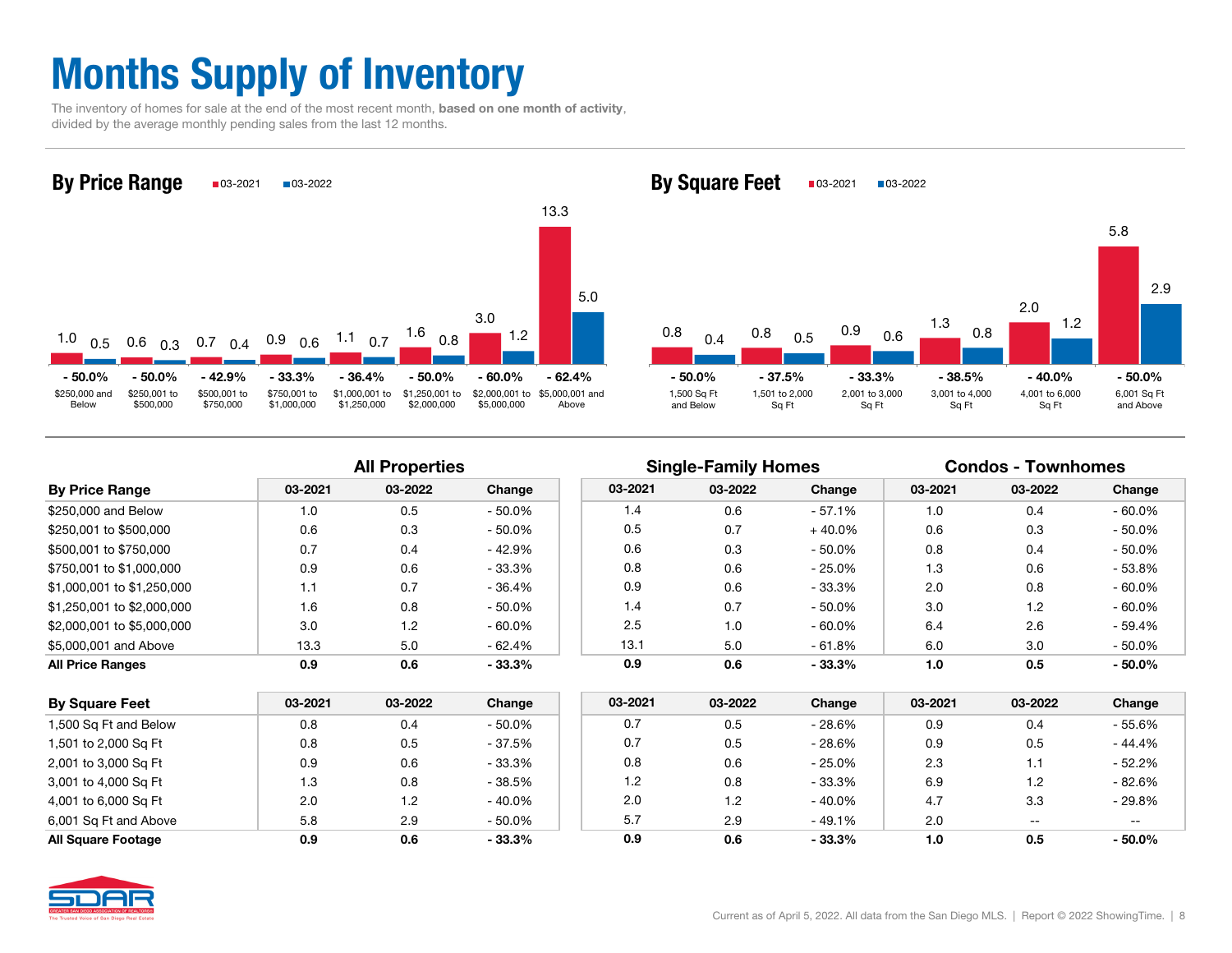# Months Supply of Inventory

The inventory of homes for sale at the end of the most recent month, **based on one month of activity**, divided by the average monthly pending sales from the last 12 months.

## By Price Range

03-2021 03-2022

1.0 0.5 0.6 0.3 0.7 0.4 0.9 0.6 1.1 0.7 1.6 0.8 3.0 1.2 13.3 5.0

- 50.0% $250,000 and Below
- 50.0% $250,001 to $500,000
- 42.9% $500,001 to $750,000
- 33.3% $750,001 to $1,000,000
- 36.4% $1,000,001 to $1,250,000
- 50.0% $1,250,001 to $2,000,000
- 60.0% $2,000,001 to $5,000,000
- 62.4% $5,000,001 and Above

## By Square Feet

03-2021 03-2022

0.8 0.4 0.8 0.5 0.9 0.6 1.3 0.8 2.0 1.2 5.8 2.9

- 50.0% 1,500 Sq Ft and Below
- 37.5% 1,501 to 2,000 Sq Ft
- 33.3% 2,001 to 3,000 Sq Ft
- 38.5% 3,001 to 4,000 Sq Ft
- 40.0% 4,001 to 6,000 Sq Ft
- 50.0% 6,001 Sq Ft and Above

| | All Properties | | | Single-Family Homes | | | Condos - Townhomes | | |
|---|---|---|---|---|---|---|---|---|---|
| **By Price Range** | **03-2021** | **03-2022** | **Change** | **03-2021** | **03-2022** | **Change** | **03-2021** | **03-2022** | **Change** |
| $250,000 and Below | 1.0 | 0.5 | - 50.0% | 1.4 | 0.6 | - 57.1% | 1.0 | 0.4 | - 60.0% |
| $250,001 to $500,000 | 0.6 | 0.3 | - 50.0% | 0.5 | 0.7 | + 40.0% | 0.6 | 0.3 | - 50.0% |
| $500,001 to $750,000 | 0.7 | 0.4 | - 42.9% | 0.6 | 0.3 | - 50.0% | 0.8 | 0.4 | - 50.0% |
| $750,001 to $1,000,000 | 0.9 | 0.6 | - 33.3% | 0.8 | 0.6 | - 25.0% | 1.3 | 0.6 | - 53.8% |
| $1,000,001 to $1,250,000 | 1.1 | 0.7 | - 36.4% | 0.9 | 0.6 | - 33.3% | 2.0 | 0.8 | - 60.0% |
| $1,250,001 to $2,000,000 | 1.6 | 0.8 | - 50.0% | 1.4 | 0.7 | - 50.0% | 3.0 | 1.2 | - 60.0% |
| $2,000,001 to $5,000,000 | 3.0 | 1.2 | - 60.0% | 2.5 | 1.0 | - 60.0% | 6.4 | 2.6 | - 59.4% |
| $5,000,001 and Above | 13.3 | 5.0 | - 62.4% | 13.1 | 5.0 | - 61.8% | 6.0 | 3.0 | - 50.0% |
| **All Price Ranges** | **0.9** | **0.6** | **- 33.3%** | **0.9** | **0.6** | **- 33.3%** | **1.0** | **0.5** | **- 50.0%** |

| **By Square Feet** | **03-2021** | **03-2022** | **Change** | **03-2021** | **03-2022** | **Change** | **03-2021** | **03-2022** | **Change** |
|---|---|---|---|---|---|---|---|---|---|
| 1,500 Sq Ft and Below | 0.8 | 0.4 | - 50.0% | 0.7 | 0.5 | - 28.6% | 0.9 | 0.4 | - 55.6% |
| 1,501 to 2,000 Sq Ft | 0.8 | 0.5 | - 37.5% | 0.7 | 0.5 | - 28.6% | 0.9 | 0.5 | - 44.4% |
| 2,001 to 3,000 Sq Ft | 0.9 | 0.6 | - 33.3% | 0.8 | 0.6 | - 25.0% | 2.3 | 1.1 | - 52.2% |
| 3,001 to 4,000 Sq Ft | 1.3 | 0.8 | - 38.5% | 1.2 | 0.8 | - 33.3% | 6.9 | 1.2 | - 82.6% |
| 4,001 to 6,000 Sq Ft | 2.0 | 1.2 | - 40.0% | 2.0 | 1.2 | - 40.0% | 4.7 | 3.3 | - 29.8% |
| 6,001 Sq Ft and Above | 5.8 | 2.9 | - 50.0% | 5.7 | 2.9 | - 49.1% | 2.0 | -- | -- |
| **All Square Footage** | **0.9** | **0.6** | **- 33.3%** | **0.9** | **0.6** | **- 33.3%** | **1.0** | **0.5** | **- 50.0%** |

Current as of April 5, 2022. All data from the San Diego MLS. | Report © 2022 ShowingTime.